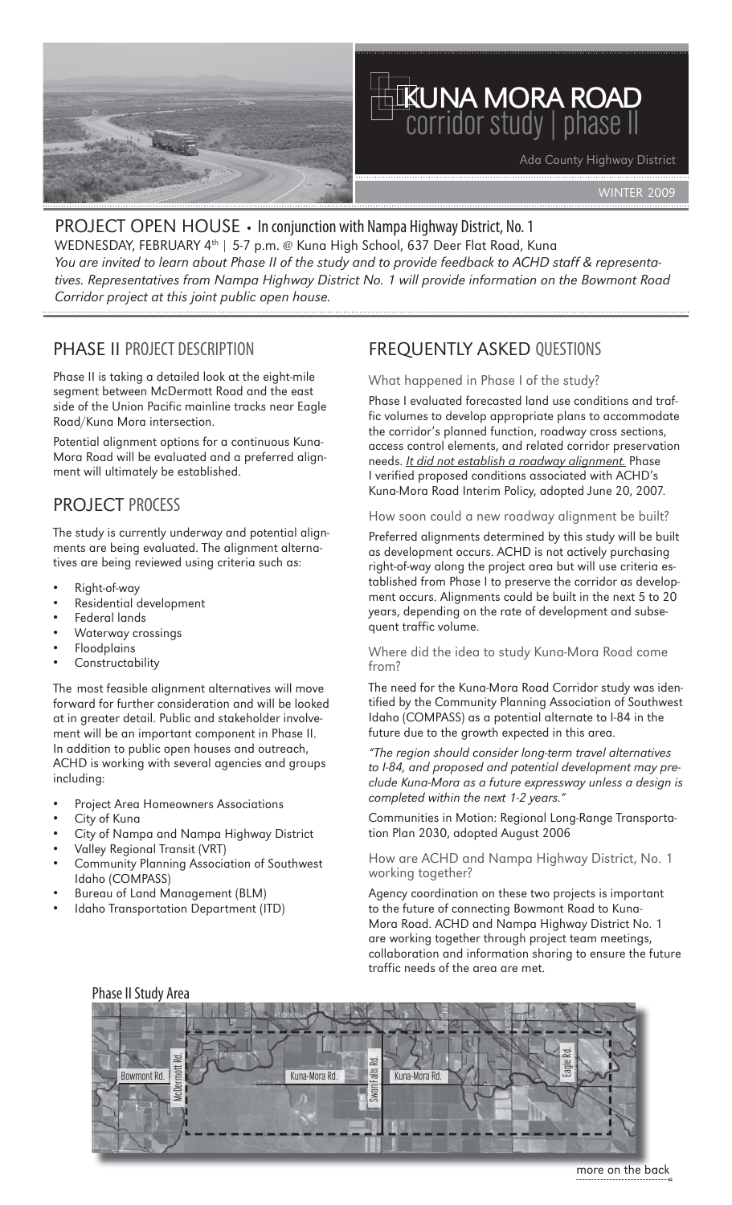# KUNA MORA ROAD corridor study | phase II

Ada County Highway District

WINTER 2009

## PROJECT OPEN HOUSE • In conjunction with Nampa Highway District, No. 1

WEDNESDAY, FEBRUARY 4th | 5-7 p.m. @ Kuna High School, 637 Deer Flat Road, Kuna

*You are invited to learn about Phase II of the study and to provide feedback to ACHD staff & representatives. Representatives from Nampa Highway District No. 1 will provide information on the Bowmont Road Corridor project at this joint public open house.*

## PHASE II PROJECT DESCRIPTION

Phase II is taking a detailed look at the eight-mile segment between McDermott Road and the east side of the Union Pacific mainline tracks near Eagle Road/Kuna Mora intersection.

Potential alignment options for a continuous Kuna-Mora Road will be evaluated and a preferred alignment will ultimately be established.

## PROJECT PROCESS

The study is currently underway and potential alignments are being evaluated. The alignment alternatives are being reviewed using criteria such as:

- Right-of-way
- Residential development
- Federal lands
- Waterway crossings
- Floodplains
- Constructability

The most feasible alignment alternatives will move forward for further consideration and will be looked at in greater detail. Public and stakeholder involvement will be an important component in Phase II. In addition to public open houses and outreach, ACHD is working with several agencies and groups including:

- Project Area Homeowners Associations
- City of Kuna
- City of Nampa and Nampa Highway District
- Valley Regional Transit (VRT)
- Community Planning Association of Southwest Idaho (COMPASS)
- Bureau of Land Management (BLM)
- Idaho Transportation Department (ITD)

## FREQUENTLY ASKED QUESTIONS

### What happened in Phase I of the study?

Phase I evaluated forecasted land use conditions and traffic volumes to develop appropriate plans to accommodate the corridor's planned function, roadway cross sections, access control elements, and related corridor preservation needs. *It did not establish a roadway alignment.* Phase I verified proposed conditions associated with ACHD's Kuna-Mora Road Interim Policy, adopted June 20, 2007.

### How soon could a new roadway alignment be built?

Preferred alignments determined by this study will be built as development occurs. ACHD is not actively purchasing right-of-way along the project area but will use criteria established from Phase I to preserve the corridor as development occurs. Alignments could be built in the next 5 to 20 years, depending on the rate of development and subsequent traffic volume.

### Where did the idea to study Kuna-Mora Road come from?

The need for the Kuna-Mora Road Corridor study was identified by the Community Planning Association of Southwest Idaho (COMPASS) as a potential alternate to I-84 in the future due to the growth expected in this area.

*"The region should consider long-term travel alternatives to I-84, and proposed and potential development may preclude Kuna-Mora as a future expressway unless a design is completed within the next 1-2 years."*

Communities in Motion: Regional Long-Range Transportation Plan 2030, adopted August 2006

### How are ACHD and Nampa Highway District, No. 1 working together?

Agency coordination on these two projects is important to the future of connecting Bowmont Road to Kuna-Mora Road. ACHD and Nampa Highway District No. 1 are working together through project team meetings, collaboration and information sharing to ensure the future traffic needs of the area are met.

### Phase II Study Area

Bowmont Rd. | McDermott Rd. | Kuna-Mora Rd. | Swan Falls Rd. | Kuna-Mora Rd. | Eagle Rd.

more on the back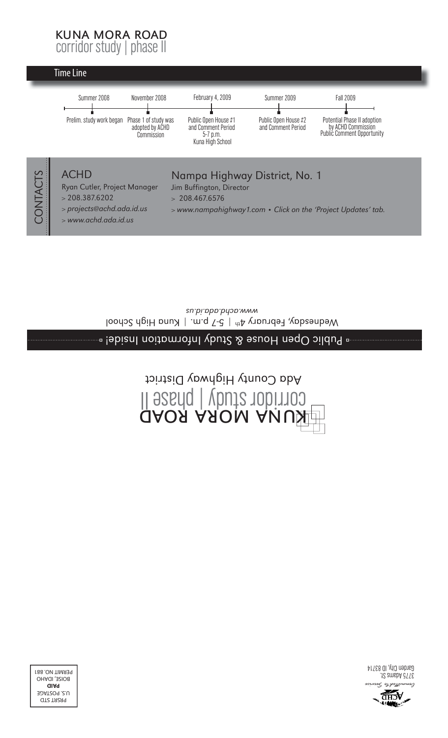# KUNA MORA ROAD
## corridor study | phase II

### Time Line

Summer 2008 — Prelim. study work began

November 2008 — Phase 1 of study was adopted by ACHD Commission

February 4, 2009 — Public Open House #1 and Comment Period 5-7 p.m. Kuna High School

Summer 2009 — Public Open House #2 and Comment Period

Fall 2009 — Potential Phase II adoption by ACHD Commission Public Comment Opportunity

### CONTACTS

**ACHD**
Ryan Cutler, Project Manager
> 208.387.6202
> *projects@achd.ada.id.us*
> *www.achd.ada.id.us*

**Nampa Highway District, No. 1**
Jim Buffington, Director
> 208.467.6576
> *www.nampahighway1.com* • *Click on the 'Project Updates' tab.*

---

Public Open House & Study Information Inside!

Wednesday, February 4th | 5-7 p.m. | Kuna High School
*www.achd.ada.id.us*

# KUNA MORA ROAD
## corridor study | phase II
Ada County Highway District

ACHD
Connected to Service
3775 Adams St.
Garden City, ID 83714

PRSRT STD
U.S. POSTAGE
**PAID**
BOISE, IDAHO
PERMIT NO. 881